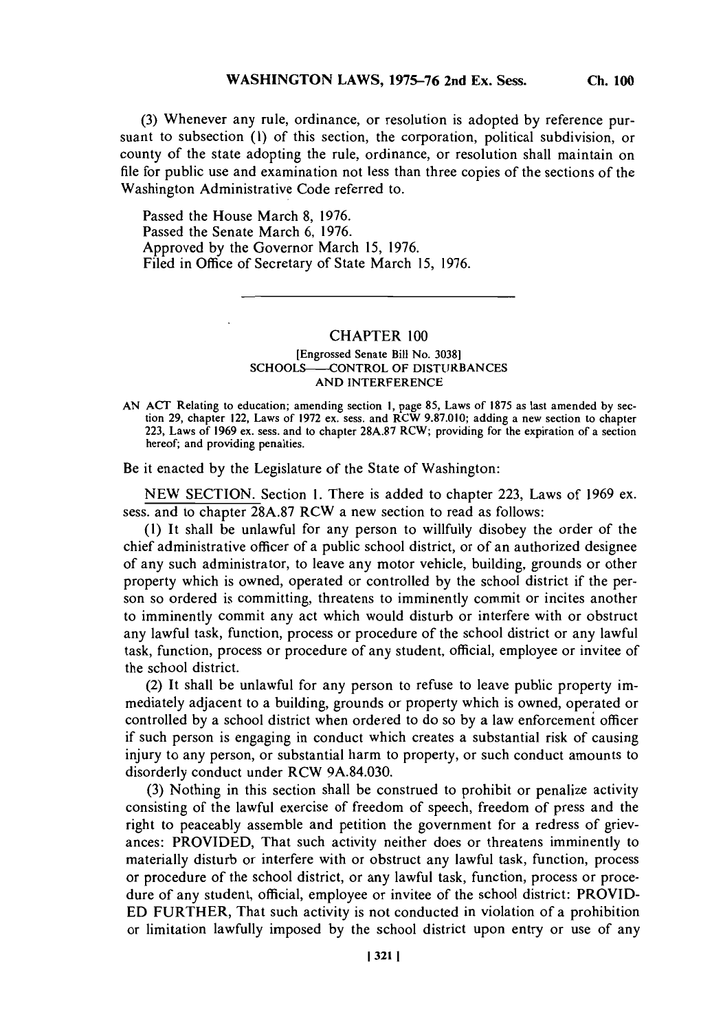(3) Whenever any rule, ordinance, or resolution is adopted by reference pursuant to subsection (1) of this section, the corporation, political subdivision, or county of the state adopting the rule, ordinance, or resolution shall maintain on file for public use and examination not less than three copies of the sections of the Washington Administrative Code referred to.

Passed the House March 8, 1976.
Passed the Senate March 6, 1976.
Approved by the Governor March 15, 1976.
Filed in Office of Secretary of State March 15, 1976.

---

## CHAPTER 100

[Engrossed Senate Bill No. 3038]
SCHOOLS—CONTROL OF DISTURBANCES AND INTERFERENCE

AN ACT Relating to education; amending section 1, page 85, Laws of 1875 as last amended by section 29, chapter 122, Laws of 1972 ex. sess. and RCW 9.87.010; adding a new section to chapter 223, Laws of 1969 ex. sess. and to chapter 28A.87 RCW; providing for the expiration of a section hereof; and providing penalties.

Be it enacted by the Legislature of the State of Washington:

NEW SECTION. Section 1. There is added to chapter 223, Laws of 1969 ex. sess. and to chapter 28A.87 RCW a new section to read as follows:

(1) It shall be unlawful for any person to willfully disobey the order of the chief administrative officer of a public school district, or of an authorized designee of any such administrator, to leave any motor vehicle, building, grounds or other property which is owned, operated or controlled by the school district if the person so ordered is committing, threatens to imminently commit or incites another to imminently commit any act which would disturb or interfere with or obstruct any lawful task, function, process or procedure of the school district or any lawful task, function, process or procedure of any student, official, employee or invitee of the school district.

(2) It shall be unlawful for any person to refuse to leave public property immediately adjacent to a building, grounds or property which is owned, operated or controlled by a school district when ordered to do so by a law enforcement officer if such person is engaging in conduct which creates a substantial risk of causing injury to any person, or substantial harm to property, or such conduct amounts to disorderly conduct under RCW 9A.84.030.

(3) Nothing in this section shall be construed to prohibit or penalize activity consisting of the lawful exercise of freedom of speech, freedom of press and the right to peaceably assemble and petition the government for a redress of grievances: PROVIDED, That such activity neither does or threatens imminently to materially disturb or interfere with or obstruct any lawful task, function, process or procedure of the school district, or any lawful task, function, process or procedure of any student, official, employee or invitee of the school district: PROVIDED FURTHER, That such activity is not conducted in violation of a prohibition or limitation lawfully imposed by the school district upon entry or use of any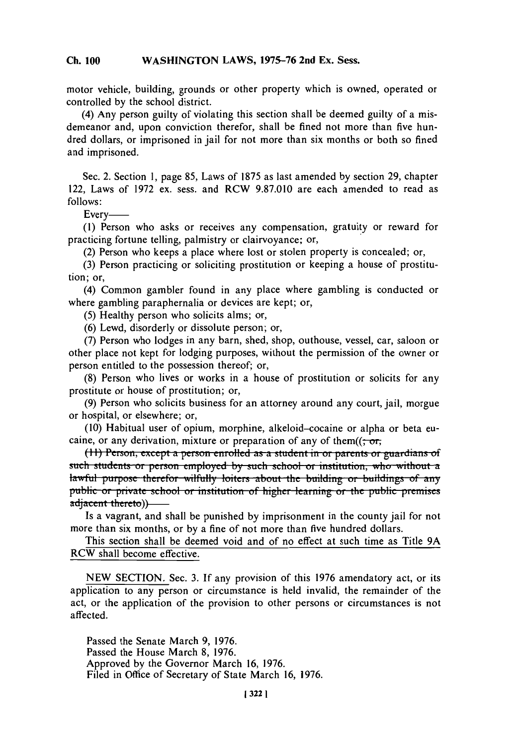motor vehicle, building, grounds or other property which is owned, operated or controlled by the school district.

(4) Any person guilty of violating this section shall be deemed guilty of a misdemeanor and, upon conviction therefor, shall be fined not more than five hundred dollars, or imprisoned in jail for not more than six months or both so fined and imprisoned.

Sec. 2. Section 1, page 85, Laws of 1875 as last amended by section 29, chapter 122, Laws of 1972 ex. sess. and RCW 9.87.010 are each amended to read as follows:

Every——

(1) Person who asks or receives any compensation, gratuity or reward for practicing fortune telling, palmistry or clairvoyance; or,

(2) Person who keeps a place where lost or stolen property is concealed; or,

(3) Person practicing or soliciting prostitution or keeping a house of prostitution; or,

(4) Common gambler found in any place where gambling is conducted or where gambling paraphernalia or devices are kept; or,

(5) Healthy person who solicits alms; or,

(6) Lewd, disorderly or dissolute person; or,

(7) Person who lodges in any barn, shed, shop, outhouse, vessel, car, saloon or other place not kept for lodging purposes, without the permission of the owner or person entitled to the possession thereof; or,

(8) Person who lives or works in a house of prostitution or solicits for any prostitute or house of prostitution; or,

(9) Person who solicits business for an attorney around any court, jail, morgue or hospital, or elsewhere; or,

(10) Habitual user of opium, morphine, alkeloid–cocaine or alpha or beta eucaine, or any derivation, mixture or preparation of any of them((~~; or,~~

~~(11) Person, except a person enrolled as a student in or parents or guardians of such students or person employed by such school or institution, who without a lawful purpose therefor wilfully loiters about the building or buildings of any public or private school or institution of higher learning or the public premises adjacent thereto~~))——

Is a vagrant, and shall be punished by imprisonment in the county jail for not more than six months, or by a fine of not more than five hundred dollars.

<u>This section shall be deemed void and of no effect at such time as Title 9A RCW shall become effective.</u>

<u>NEW SECTION.</u> Sec. 3. If any provision of this 1976 amendatory act, or its application to any person or circumstance is held invalid, the remainder of the act, or the application of the provision to other persons or circumstances is not affected.

Passed the Senate March 9, 1976.
Passed the House March 8, 1976.
Approved by the Governor March 16, 1976.
Filed in Office of Secretary of State March 16, 1976.